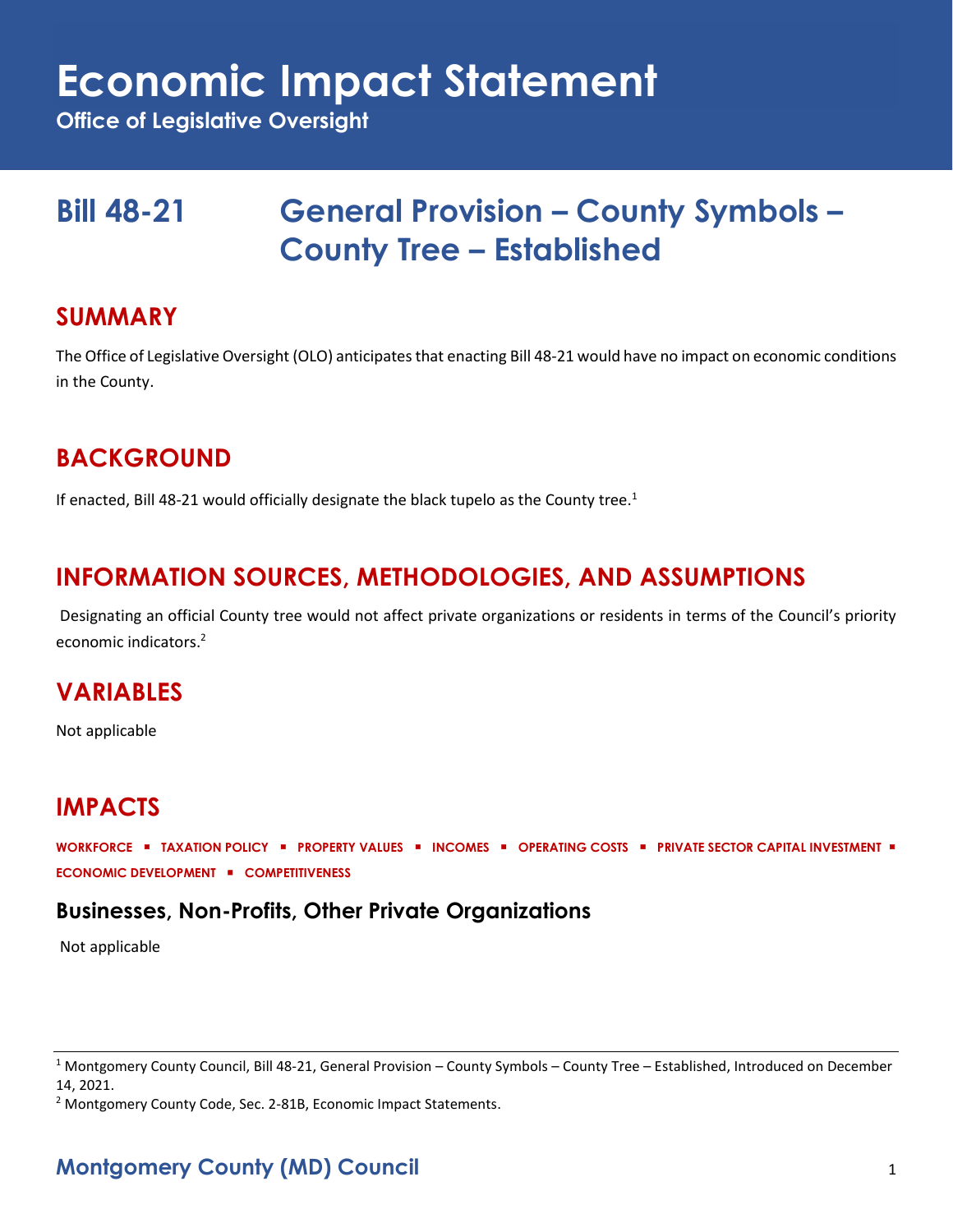# Economic Impact Statement

**Office of Legislative Oversight**

## Bill 48-21 General Provision – County Symbols – County Tree – Established

## SUMMARY

The Office of Legislative Oversight (OLO) anticipates that enacting Bill 48-21 would have no impact on economic conditions in the County.

## BACKGROUND

If enacted, Bill 48-21 would officially designate the black tupelo as the County tree.[1]

## INFORMATION SOURCES, METHODOLOGIES, AND ASSUMPTIONS

Designating an official County tree would not affect private organizations or residents in terms of the Council's priority economic indicators.[2]

## VARIABLES

Not applicable

## IMPACTS

**WORKFORCE ▪ TAXATION POLICY ▪ PROPERTY VALUES ▪ INCOMES ▪ OPERATING COSTS ▪ PRIVATE SECTOR CAPITAL INVESTMENT ▪ ECONOMIC DEVELOPMENT ▪ COMPETITIVENESS**

### Businesses, Non-Profits, Other Private Organizations

Not applicable

---

[1] Montgomery County Council, Bill 48-21, General Provision – County Symbols – County Tree – Established, Introduced on December 14, 2021.

[2] Montgomery County Code, Sec. 2-81B, Economic Impact Statements.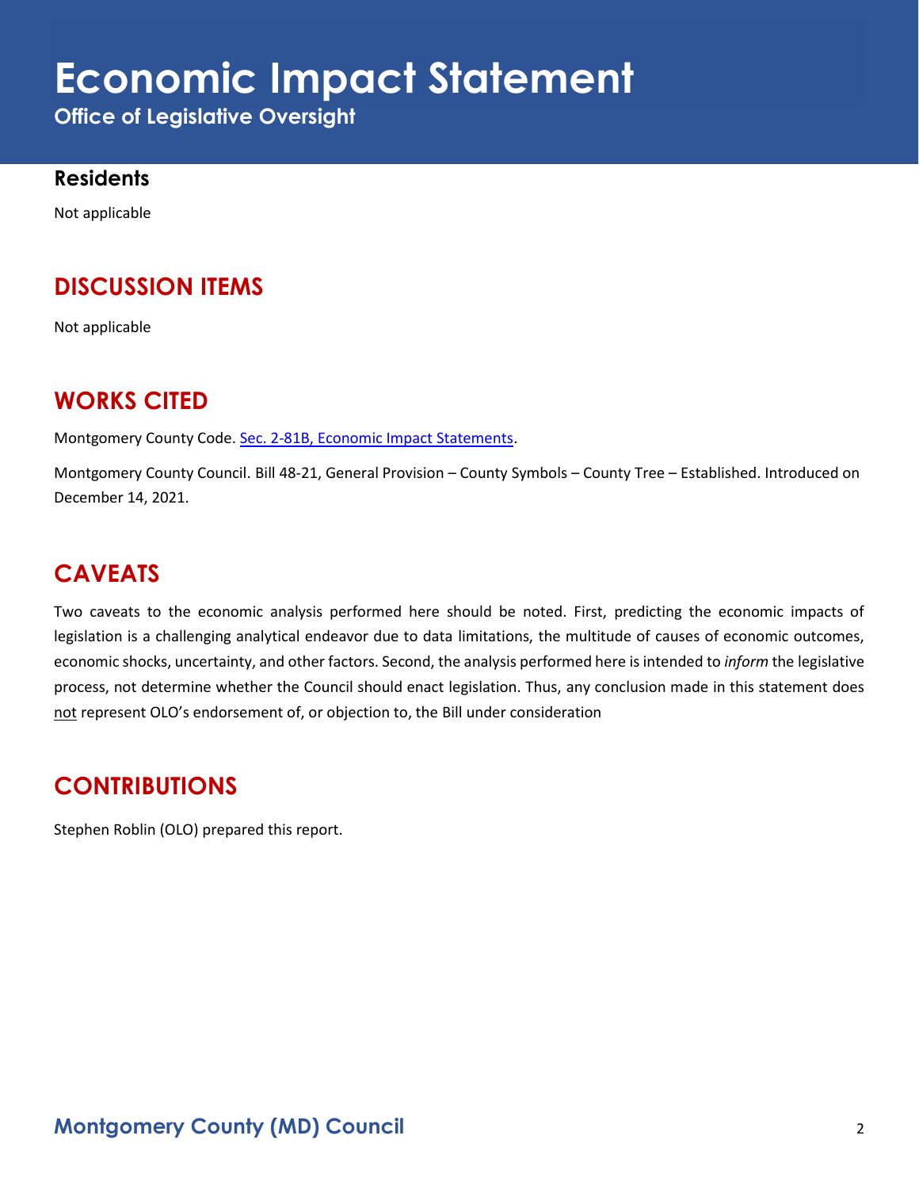### Residents

Not applicable

## DISCUSSION ITEMS

Not applicable

## WORKS CITED

Montgomery County Code. [Sec. 2-81B, Economic Impact Statements](#).

Montgomery County Council. Bill 48-21, General Provision – County Symbols – County Tree – Established. Introduced on December 14, 2021.

## CAVEATS

Two caveats to the economic analysis performed here should be noted. First, predicting the economic impacts of legislation is a challenging analytical endeavor due to data limitations, the multitude of causes of economic outcomes, economic shocks, uncertainty, and other factors. Second, the analysis performed here is intended to *inform* the legislative process, not determine whether the Council should enact legislation. Thus, any conclusion made in this statement does not represent OLO's endorsement of, or objection to, the Bill under consideration

## CONTRIBUTIONS

Stephen Roblin (OLO) prepared this report.